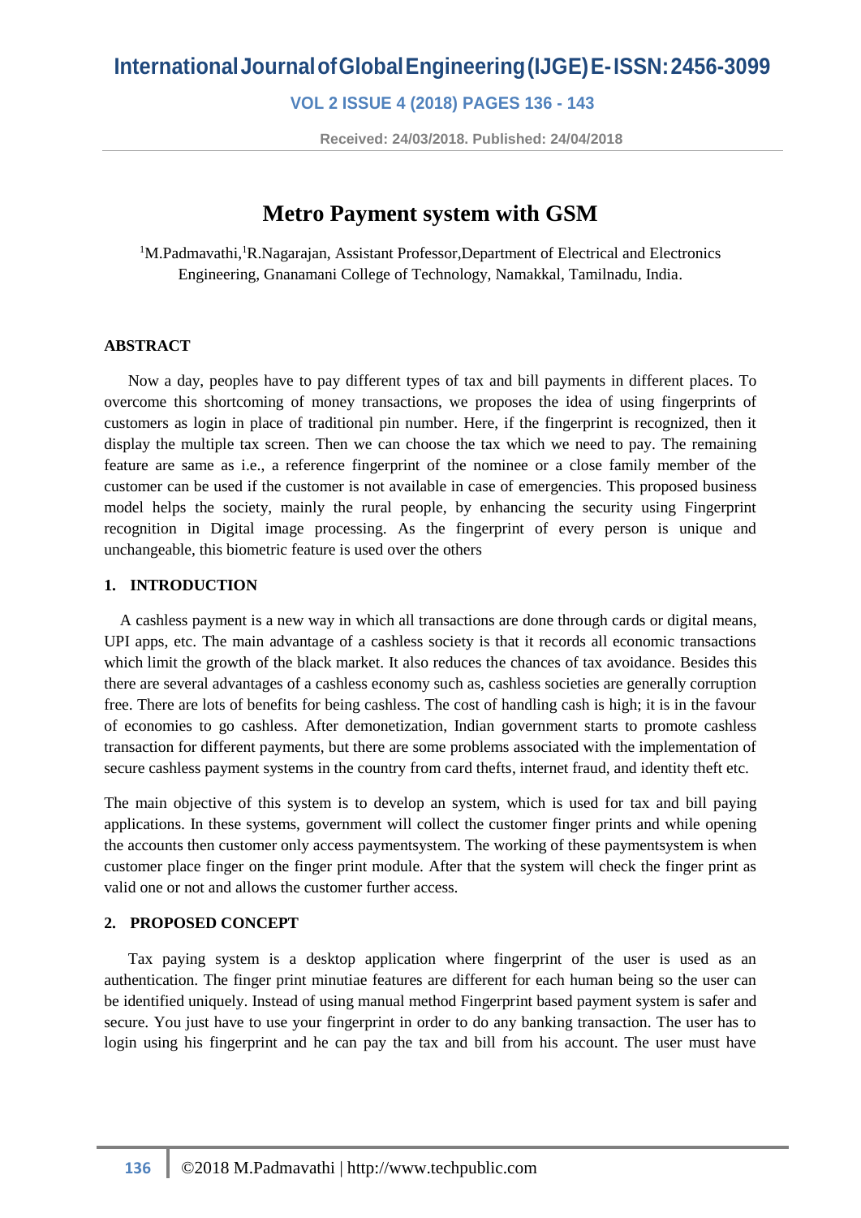# Metro Payment system with GSM

[1]M.Padmavathi,[1]R.Nagarajan, Assistant Professor,Department of Electrical and Electronics Engineering, Gnanamani College of Technology, Namakkal, Tamilnadu, India.

Received: 24/03/2018. Published: 24/04/2018

### ABSTRACT

Now a day, peoples have to pay different types of tax and bill payments in different places. To overcome this shortcoming of money transactions, we proposes the idea of using fingerprints of customers as login in place of traditional pin number. Here, if the fingerprint is recognized, then it display the multiple tax screen. Then we can choose the tax which we need to pay. The remaining feature are same as i.e., a reference fingerprint of the nominee or a close family member of the customer can be used if the customer is not available in case of emergencies. This proposed business model helps the society, mainly the rural people, by enhancing the security using Fingerprint recognition in Digital image processing. As the fingerprint of every person is unique and unchangeable, this biometric feature is used over the others

## 1. INTRODUCTION

A cashless payment is a new way in which all transactions are done through cards or digital means, UPI apps, etc. The main advantage of a cashless society is that it records all economic transactions which limit the growth of the black market. It also reduces the chances of tax avoidance. Besides this there are several advantages of a cashless economy such as, cashless societies are generally corruption free. There are lots of benefits for being cashless. The cost of handling cash is high; it is in the favour of economies to go cashless. After demonetization, Indian government starts to promote cashless transaction for different payments, but there are some problems associated with the implementation of secure cashless payment systems in the country from card thefts, internet fraud, and identity theft etc.

The main objective of this system is to develop an system, which is used for tax and bill paying applications. In these systems, government will collect the customer finger prints and while opening the accounts then customer only access paymentsystem. The working of these paymentsystem is when customer place finger on the finger print module. After that the system will check the finger print as valid one or not and allows the customer further access.

## 2. PROPOSED CONCEPT

Tax paying system is a desktop application where fingerprint of the user is used as an authentication. The finger print minutiae features are different for each human being so the user can be identified uniquely. Instead of using manual method Fingerprint based payment system is safer and secure. You just have to use your fingerprint in order to do any banking transaction. The user has to login using his fingerprint and he can pay the tax and bill from his account. The user must have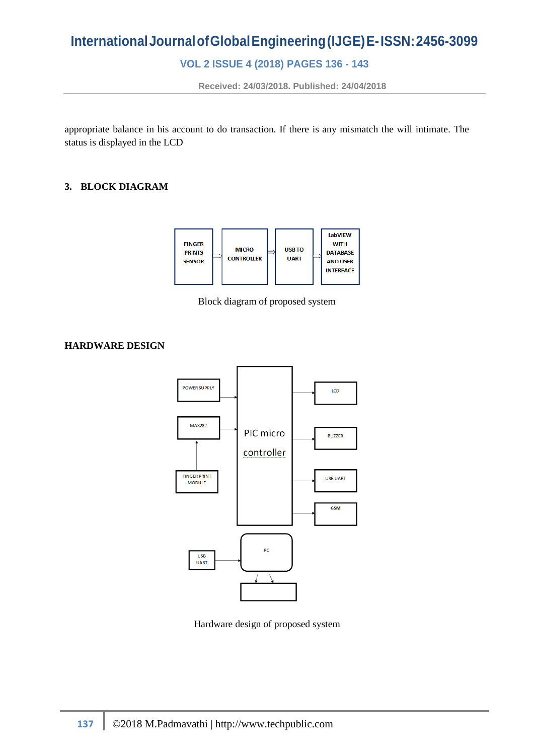appropriate balance in his account to do transaction. If there is any mismatch the will intimate. The status is displayed in the LCD

## 3. BLOCK DIAGRAM

FINGER PRINTS SENSOR → MICRO CONTROLLER → USB TO UART → LabVIEW WITH DATABASE AND USER INTERFACE

Block diagram of proposed system

## HARDWARE DESIGN

POWER SUPPLY, MAX232, FINGER PRINT MODULE, PIC micro controller, LCD, BUZZER, USB UART, GSM, USB UART, PC

Hardware design of proposed system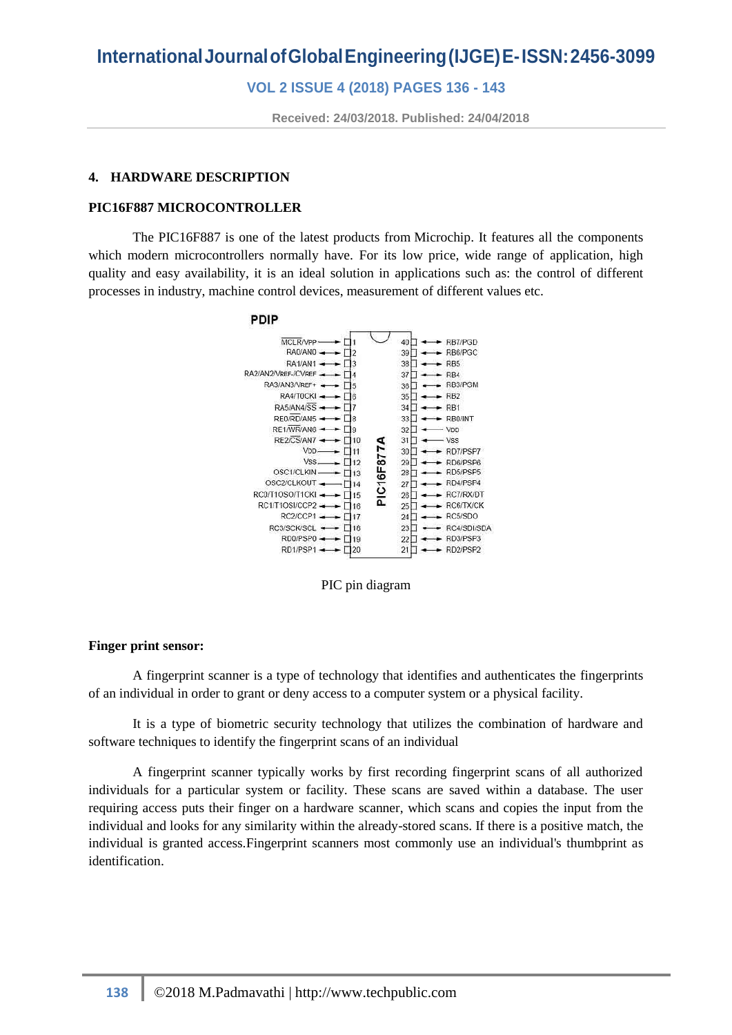## 4. HARDWARE DESCRIPTION

### PIC16F887 MICROCONTROLLER

The PIC16F887 is one of the latest products from Microchip. It features all the components which modern microcontrollers normally have. For its low price, wide range of application, high quality and easy availability, it is an ideal solution in applications such as: the control of different processes in industry, machine control devices, measurement of different values etc.

PIC pin diagram

### Finger print sensor:

A fingerprint scanner is a type of technology that identifies and authenticates the fingerprints of an individual in order to grant or deny access to a computer system or a physical facility.

It is a type of biometric security technology that utilizes the combination of hardware and software techniques to identify the fingerprint scans of an individual

A fingerprint scanner typically works by first recording fingerprint scans of all authorized individuals for a particular system or facility. These scans are saved within a database. The user requiring access puts their finger on a hardware scanner, which scans and copies the input from the individual and looks for any similarity within the already-stored scans. If there is a positive match, the individual is granted access.Fingerprint scanners most commonly use an individual's thumbprint as identification.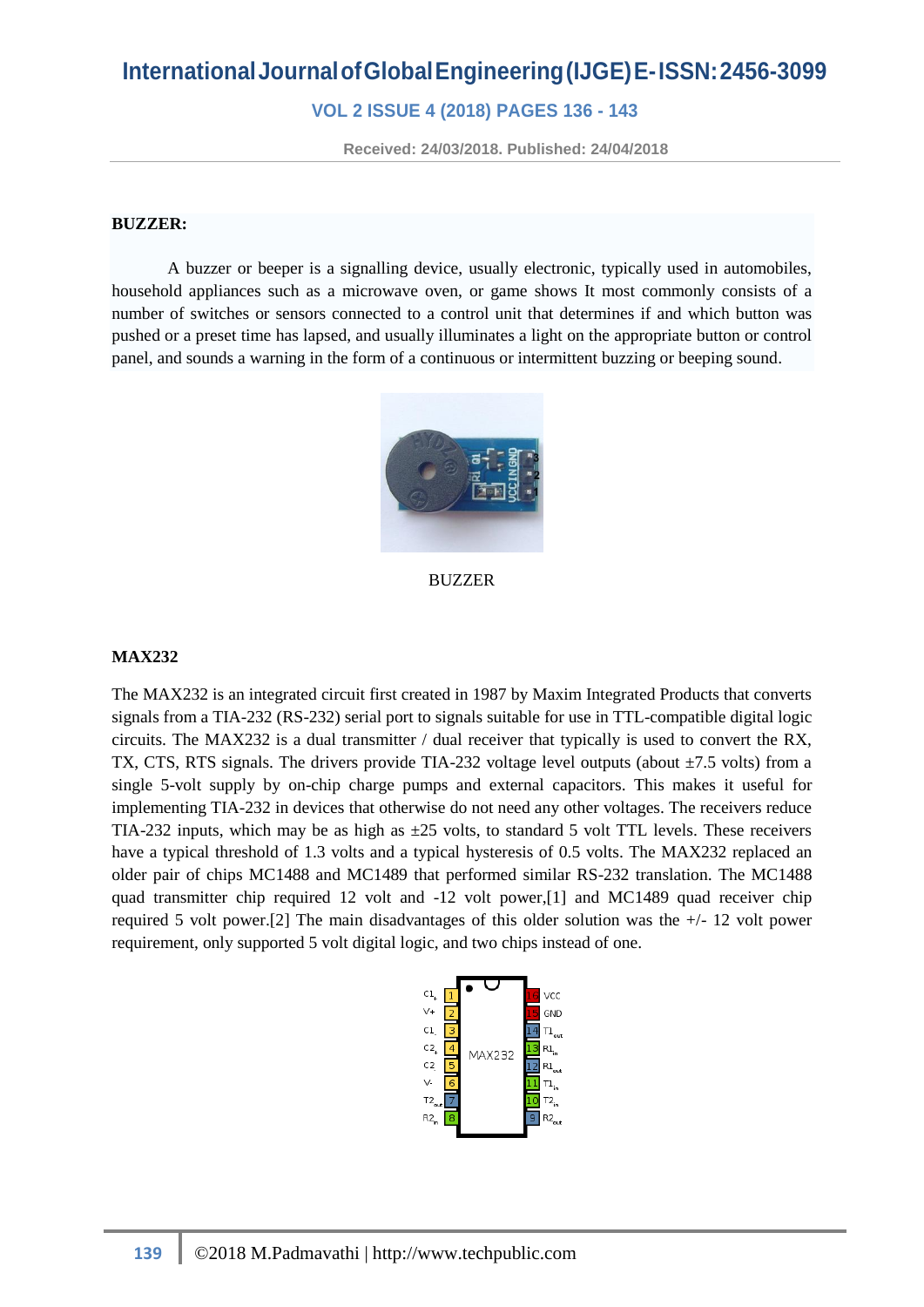**BUZZER:**

A buzzer or beeper is a signalling device, usually electronic, typically used in automobiles, household appliances such as a microwave oven, or game shows It most commonly consists of a number of switches or sensors connected to a control unit that determines if and which button was pushed or a preset time has lapsed, and usually illuminates a light on the appropriate button or control panel, and sounds a warning in the form of a continuous or intermittent buzzing or beeping sound.

BUZZER

**MAX232**

The MAX232 is an integrated circuit first created in 1987 by Maxim Integrated Products that converts signals from a TIA-232 (RS-232) serial port to signals suitable for use in TTL-compatible digital logic circuits. The MAX232 is a dual transmitter / dual receiver that typically is used to convert the RX, TX, CTS, RTS signals. The drivers provide TIA-232 voltage level outputs (about ±7.5 volts) from a single 5-volt supply by on-chip charge pumps and external capacitors. This makes it useful for implementing TIA-232 in devices that otherwise do not need any other voltages. The receivers reduce TIA-232 inputs, which may be as high as ±25 volts, to standard 5 volt TTL levels. These receivers have a typical threshold of 1.3 volts and a typical hysteresis of 0.5 volts. The MAX232 replaced an older pair of chips MC1488 and MC1489 that performed similar RS-232 translation. The MC1488 quad transmitter chip required 12 volt and -12 volt power,[1] and MC1489 quad receiver chip required 5 volt power.[2] The main disadvantages of this older solution was the +/- 12 volt power requirement, only supported 5 volt digital logic, and two chips instead of one.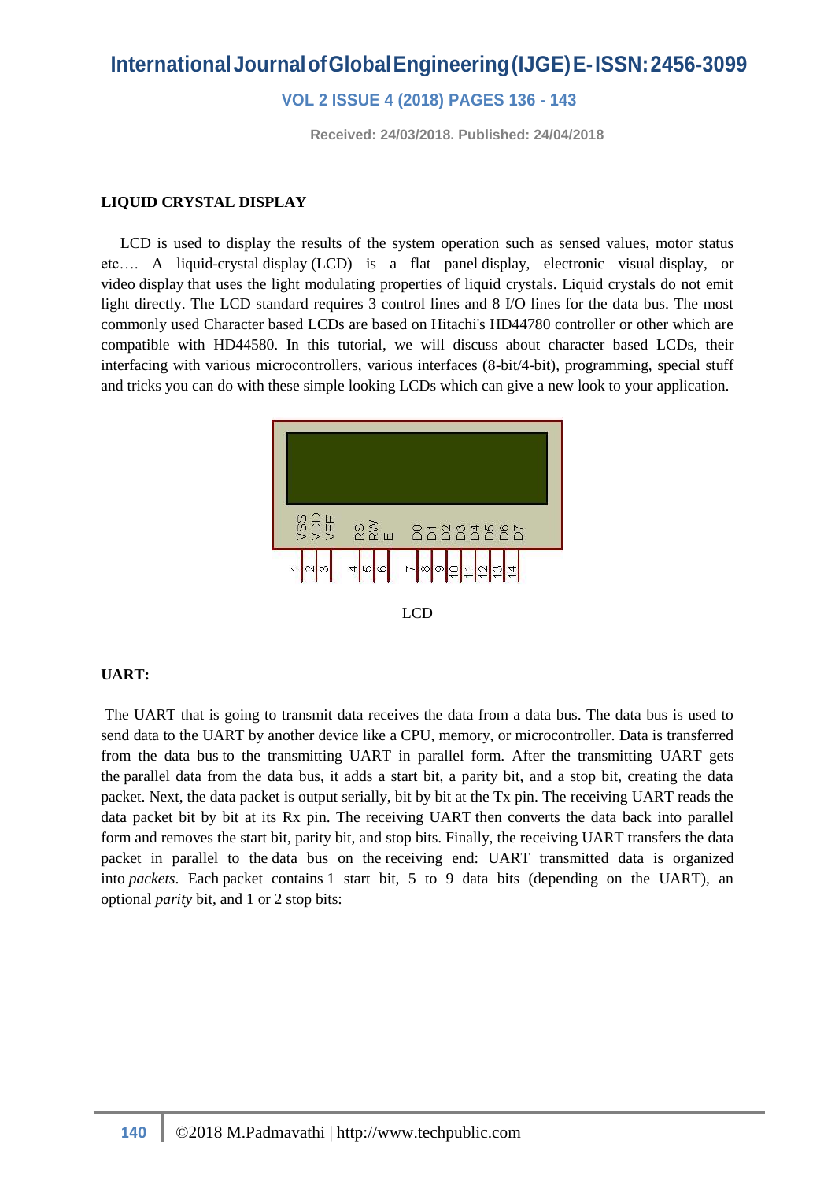**LIQUID CRYSTAL DISPLAY**

LCD is used to display the results of the system operation such as sensed values, motor status etc…. A liquid-crystal display (LCD) is a flat panel display, electronic visual display, or video display that uses the light modulating properties of liquid crystals. Liquid crystals do not emit light directly. The LCD standard requires 3 control lines and 8 I/O lines for the data bus. The most commonly used Character based LCDs are based on Hitachi's HD44780 controller or other which are compatible with HD44580. In this tutorial, we will discuss about character based LCDs, their interfacing with various microcontrollers, various interfaces (8-bit/4-bit), programming, special stuff and tricks you can do with these simple looking LCDs which can give a new look to your application.

LCD

**UART:**

The UART that is going to transmit data receives the data from a data bus. The data bus is used to send data to the UART by another device like a CPU, memory, or microcontroller. Data is transferred from the data bus to the transmitting UART in parallel form. After the transmitting UART gets the parallel data from the data bus, it adds a start bit, a parity bit, and a stop bit, creating the data packet. Next, the data packet is output serially, bit by bit at the Tx pin. The receiving UART reads the data packet bit by bit at its Rx pin. The receiving UART then converts the data back into parallel form and removes the start bit, parity bit, and stop bits. Finally, the receiving UART transfers the data packet in parallel to the data bus on the receiving end: UART transmitted data is organized into *packets*. Each packet contains 1 start bit, 5 to 9 data bits (depending on the UART), an optional *parity* bit, and 1 or 2 stop bits: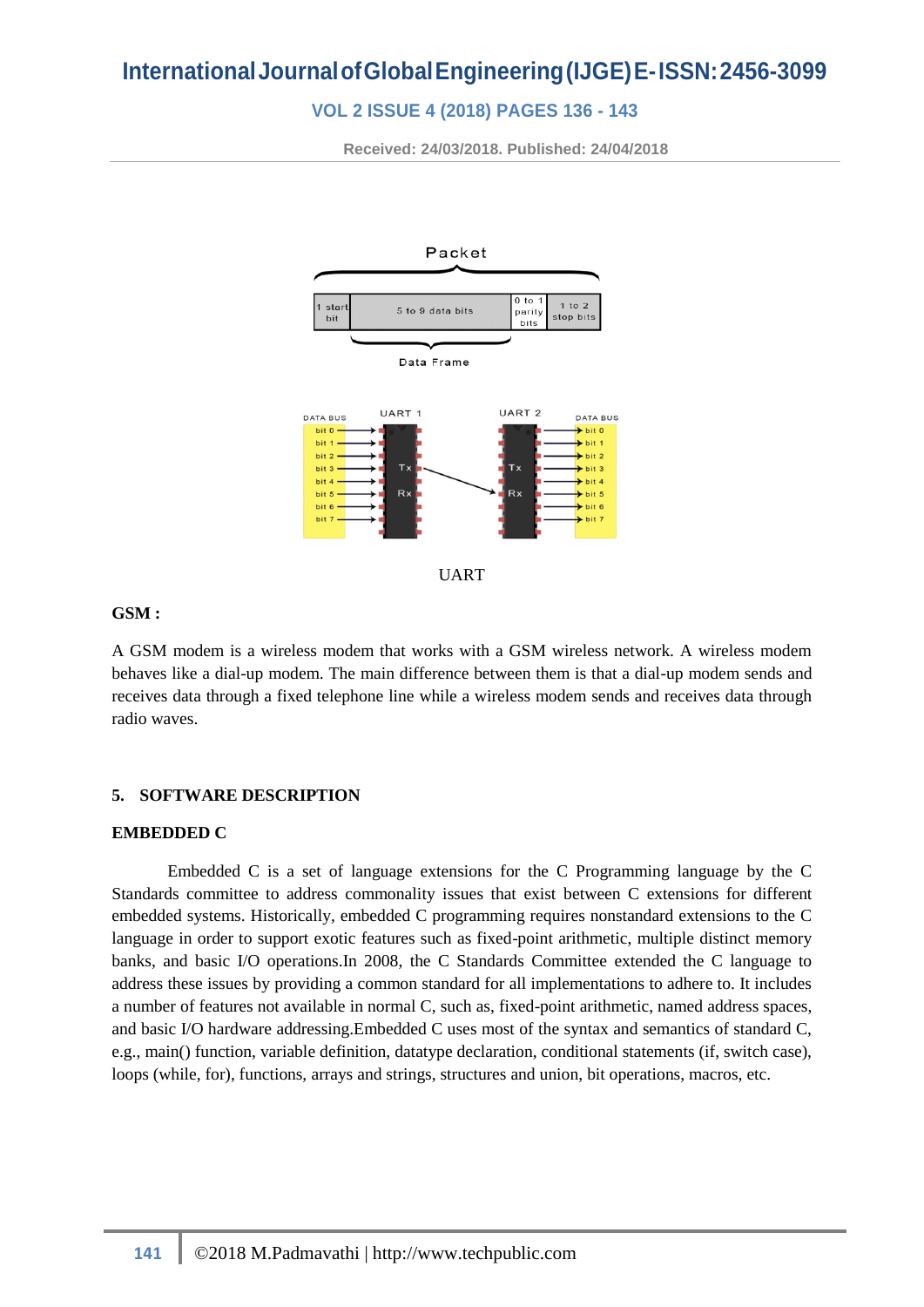UART

**GSM :**

A GSM modem is a wireless modem that works with a GSM wireless network. A wireless modem behaves like a dial-up modem. The main difference between them is that a dial-up modem sends and receives data through a fixed telephone line while a wireless modem sends and receives data through radio waves.

## 5. SOFTWARE DESCRIPTION

### EMBEDDED C

Embedded C is a set of language extensions for the C Programming language by the C Standards committee to address commonality issues that exist between C extensions for different embedded systems. Historically, embedded C programming requires nonstandard extensions to the C language in order to support exotic features such as fixed-point arithmetic, multiple distinct memory banks, and basic I/O operations.In 2008, the C Standards Committee extended the C language to address these issues by providing a common standard for all implementations to adhere to. It includes a number of features not available in normal C, such as, fixed-point arithmetic, named address spaces, and basic I/O hardware addressing.Embedded C uses most of the syntax and semantics of standard C, e.g., main() function, variable definition, datatype declaration, conditional statements (if, switch case), loops (while, for), functions, arrays and strings, structures and union, bit operations, macros, etc.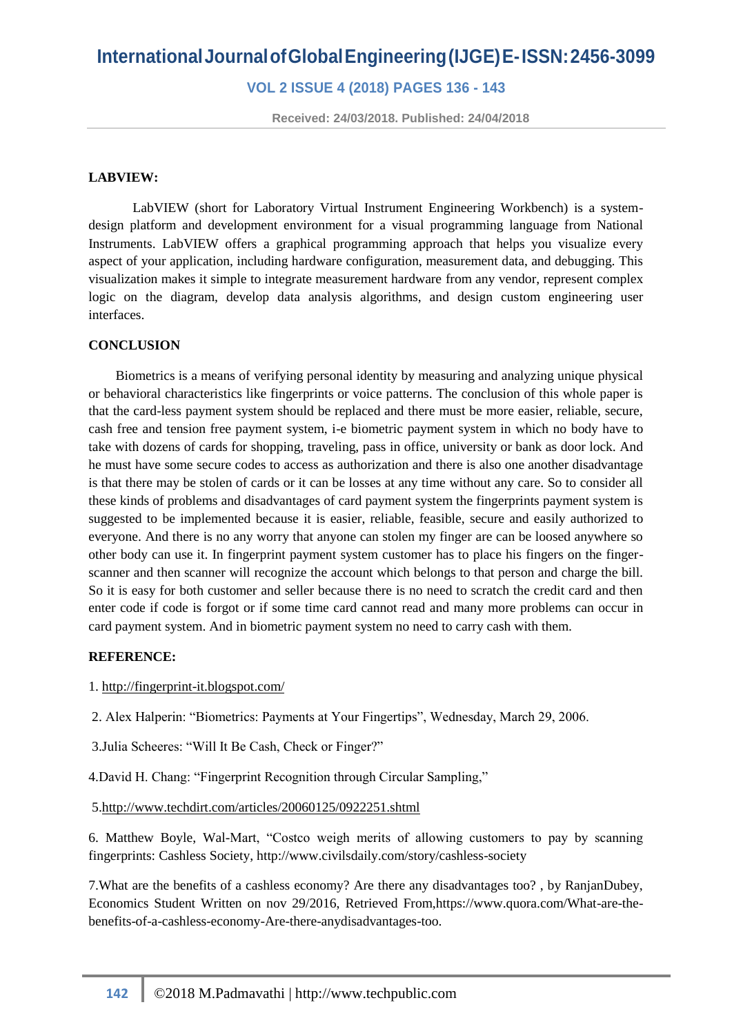**LABVIEW:**

LabVIEW (short for Laboratory Virtual Instrument Engineering Workbench) is a system-design platform and development environment for a visual programming language from National Instruments. LabVIEW offers a graphical programming approach that helps you visualize every aspect of your application, including hardware configuration, measurement data, and debugging. This visualization makes it simple to integrate measurement hardware from any vendor, represent complex logic on the diagram, develop data analysis algorithms, and design custom engineering user interfaces.

**CONCLUSION**

Biometrics is a means of verifying personal identity by measuring and analyzing unique physical or behavioral characteristics like fingerprints or voice patterns. The conclusion of this whole paper is that the card-less payment system should be replaced and there must be more easier, reliable, secure, cash free and tension free payment system, i-e biometric payment system in which no body have to take with dozens of cards for shopping, traveling, pass in office, university or bank as door lock. And he must have some secure codes to access as authorization and there is also one another disadvantage is that there may be stolen of cards or it can be losses at any time without any care. So to consider all these kinds of problems and disadvantages of card payment system the fingerprints payment system is suggested to be implemented because it is easier, reliable, feasible, secure and easily authorized to everyone. And there is no any worry that anyone can stolen my finger are can be loosed anywhere so other body can use it. In fingerprint payment system customer has to place his fingers on the finger-scanner and then scanner will recognize the account which belongs to that person and charge the bill. So it is easy for both customer and seller because there is no need to scratch the credit card and then enter code if code is forgot or if some time card cannot read and many more problems can occur in card payment system. And in biometric payment system no need to carry cash with them.

**REFERENCE:**

1. http://fingerprint-it.blogspot.com/

2. Alex Halperin: “Biometrics: Payments at Your Fingertips”, Wednesday, March 29, 2006.

3.Julia Scheeres: “Will It Be Cash, Check or Finger?”

4.David H. Chang: “Fingerprint Recognition through Circular Sampling,”

5.http://www.techdirt.com/articles/20060125/0922251.shtml

6. Matthew Boyle, Wal-Mart, “Costco weigh merits of allowing customers to pay by scanning fingerprints: Cashless Society, http://www.civilsdaily.com/story/cashless-society

7.What are the benefits of a cashless economy? Are there any disadvantages too? , by RanjanDubey, Economics Student Written on nov 29/2016, Retrieved From,https://www.quora.com/What-are-the-benefits-of-a-cashless-economy-Are-there-anydisadvantages-too.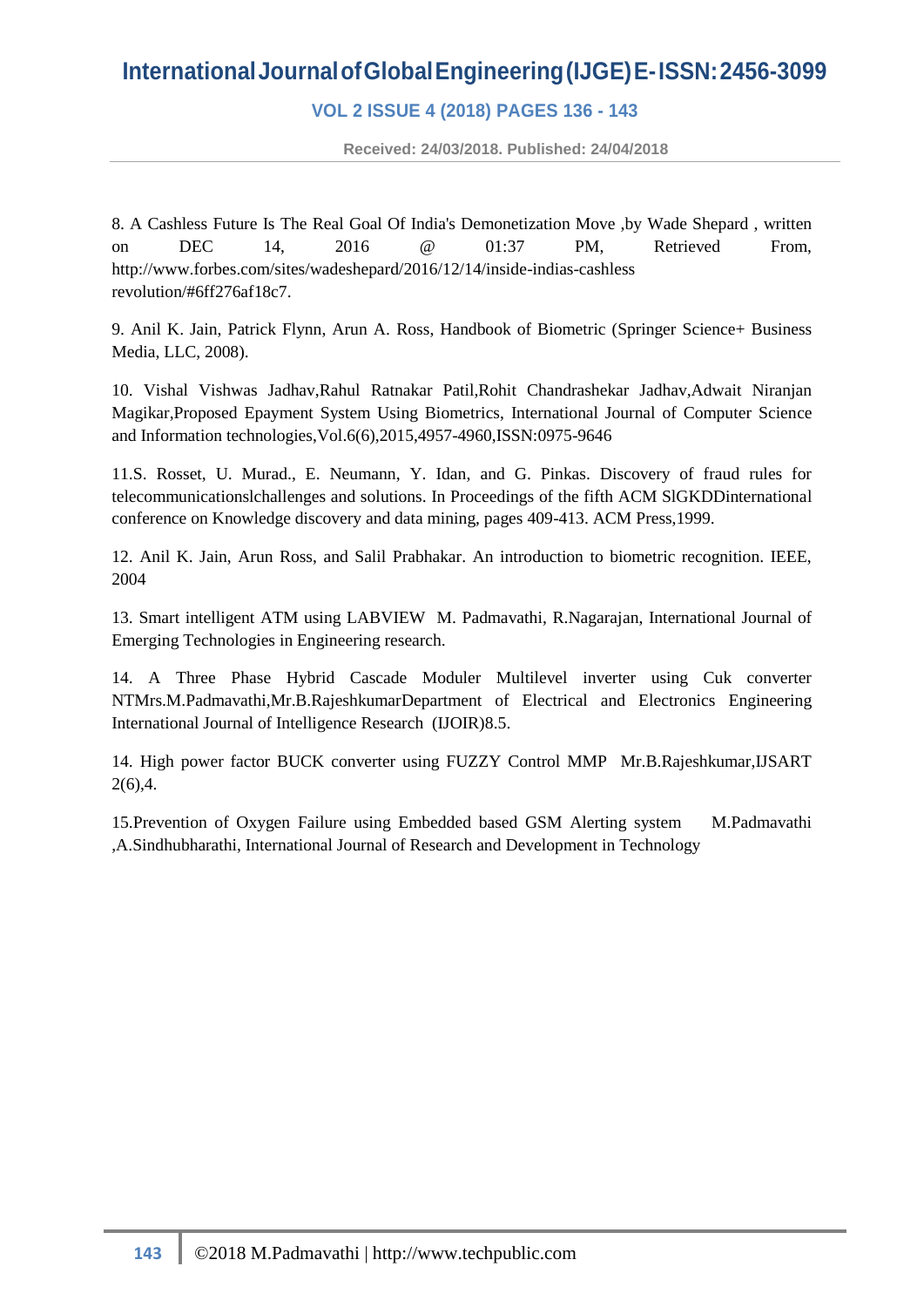8. A Cashless Future Is The Real Goal Of India's Demonetization Move ,by Wade Shepard , written on DEC 14, 2016 @ 01:37 PM, Retrieved From, http://www.forbes.com/sites/wadeshepard/2016/12/14/inside-indias-cashless revolution/#6ff276af18c7.

9. Anil K. Jain, Patrick Flynn, Arun A. Ross, Handbook of Biometric (Springer Science+ Business Media, LLC, 2008).

10. Vishal Vishwas Jadhav,Rahul Ratnakar Patil,Rohit Chandrashekar Jadhav,Adwait Niranjan Magikar,Proposed Epayment System Using Biometrics, International Journal of Computer Science and Information technologies,Vol.6(6),2015,4957-4960,ISSN:0975-9646

11.S. Rosset, U. Murad., E. Neumann, Y. Idan, and G. Pinkas. Discovery of fraud rules for telecommunicationslchallenges and solutions. In Proceedings of the fifth ACM SlGKDDinternational conference on Knowledge discovery and data mining, pages 409-413. ACM Press,1999.

12. Anil K. Jain, Arun Ross, and Salil Prabhakar. An introduction to biometric recognition. IEEE, 2004

13. Smart intelligent ATM using LABVIEW M. Padmavathi, R.Nagarajan, International Journal of Emerging Technologies in Engineering research.

14. A Three Phase Hybrid Cascade Moduler Multilevel inverter using Cuk converter NTMrs.M.Padmavathi,Mr.B.RajeshkumarDepartment of Electrical and Electronics Engineering International Journal of Intelligence Research (IJOIR)8.5.

14. High power factor BUCK converter using FUZZY Control MMP Mr.B.Rajeshkumar,IJSART 2(6),4.

15.Prevention of Oxygen Failure using Embedded based GSM Alerting system M.Padmavathi ,A.Sindhubharathi, International Journal of Research and Development in Technology